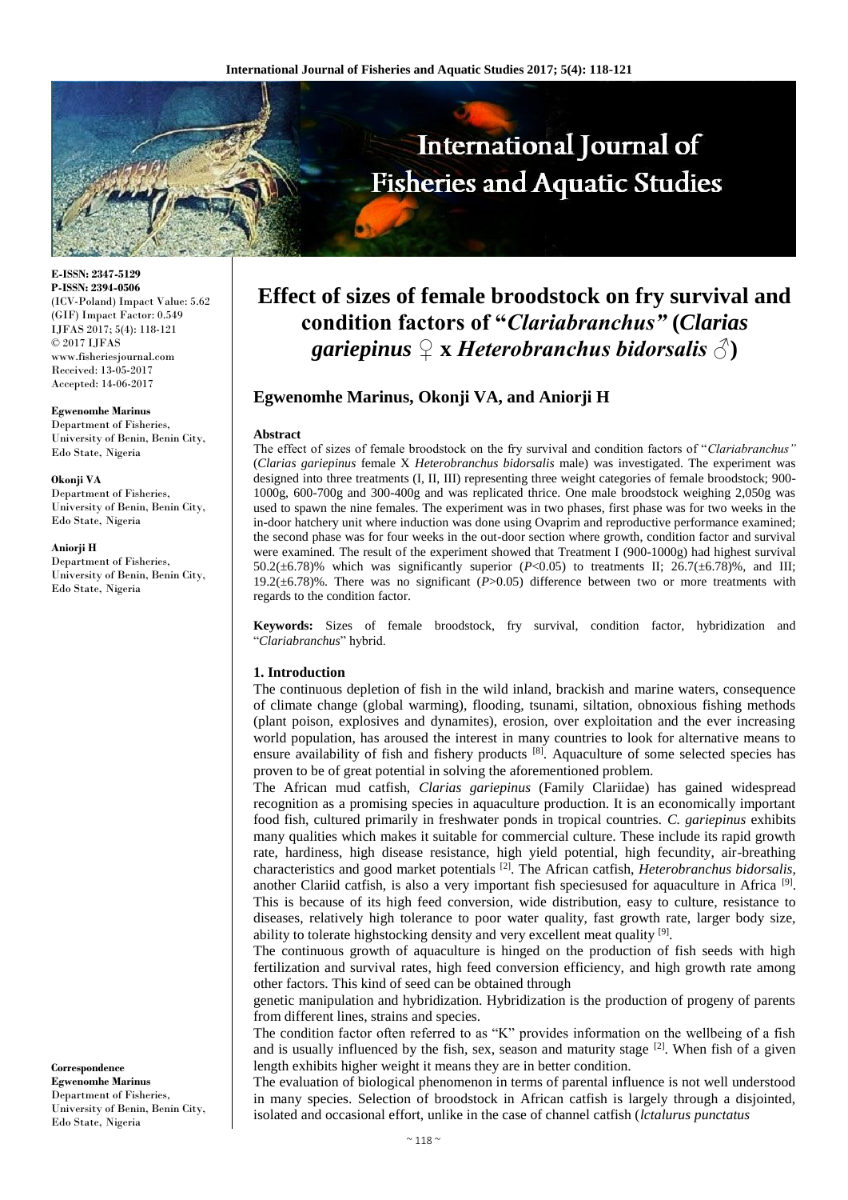**E-ISSN: 2347-5129**
**P-ISSN: 2394-0506**
(ICV-Poland) Impact Value: 5.62
(GIF) Impact Factor: 0.549
IJFAS 2017; 5(4): 118-121
© 2017 IJFAS
www.fisheriesjournal.com
Received: 13-05-2017
Accepted: 14-06-2017

**Egwenomhe Marinus**
Department of Fisheries, University of Benin, Benin City, Edo State, Nigeria

**Okonji VA**
Department of Fisheries, University of Benin, Benin City, Edo State, Nigeria

**Aniorji H**
Department of Fisheries, University of Benin, Benin City, Edo State, Nigeria

**Correspondence**
**Egwenomhe Marinus**
Department of Fisheries, University of Benin, Benin City, Edo State, Nigeria

# Effect of sizes of female broodstock on fry survival and condition factors of "*Clariabranchus*" (*Clarias gariepinus* ♀ x *Heterobranchus bidorsalis* ♂)

## Egwenomhe Marinus, Okonji VA, and Aniorji H

### Abstract

The effect of sizes of female broodstock on the fry survival and condition factors of "*Clariabranchus*" (*Clarias gariepinus* female X *Heterobranchus bidorsalis* male) was investigated. The experiment was designed into three treatments (I, II, III) representing three weight categories of female broodstock; 900-1000g, 600-700g and 300-400g and was replicated thrice. One male broodstock weighing 2,050g was used to spawn the nine females. The experiment was in two phases, first phase was for two weeks in the in-door hatchery unit where induction was done using Ovaprim and reproductive performance examined; the second phase was for four weeks in the out-door section where growth, condition factor and survival were examined. The result of the experiment showed that Treatment I (900-1000g) had highest survival 50.2(±6.78)% which was significantly superior ($P<0.05$) to treatments II; 26.7(±6.78)%, and III; 19.2(±6.78)%. There was no significant ($P>0.05$) difference between two or more treatments with regards to the condition factor.

**Keywords:** Sizes of female broodstock, fry survival, condition factor, hybridization and "*Clariabranchus*" hybrid.

### 1. Introduction

The continuous depletion of fish in the wild inland, brackish and marine waters, consequence of climate change (global warming), flooding, tsunami, siltation, obnoxious fishing methods (plant poison, explosives and dynamites), erosion, over exploitation and the ever increasing world population, has aroused the interest in many countries to look for alternative means to ensure availability of fish and fishery products [8]. Aquaculture of some selected species has proven to be of great potential in solving the aforementioned problem.

The African mud catfish, *Clarias gariepinus* (Family Clariidae) has gained widespread recognition as a promising species in aquaculture production. It is an economically important food fish, cultured primarily in freshwater ponds in tropical countries. *C. gariepinus* exhibits many qualities which makes it suitable for commercial culture. These include its rapid growth rate, hardiness, high disease resistance, high yield potential, high fecundity, air-breathing characteristics and good market potentials [2]. The African catfish, *Heterobranchus bidorsalis*, another Clariid catfish, is also a very important fish speciesused for aquaculture in Africa [9]. This is because of its high feed conversion, wide distribution, easy to culture, resistance to diseases, relatively high tolerance to poor water quality, fast growth rate, larger body size, ability to tolerate highstocking density and very excellent meat quality [9].

The continuous growth of aquaculture is hinged on the production of fish seeds with high fertilization and survival rates, high feed conversion efficiency, and high growth rate among other factors. This kind of seed can be obtained through genetic manipulation and hybridization. Hybridization is the production of progeny of parents from different lines, strains and species.

The condition factor often referred to as "K" provides information on the wellbeing of a fish and is usually influenced by the fish, sex, season and maturity stage [2]. When fish of a given length exhibits higher weight it means they are in better condition.

The evaluation of biological phenomenon in terms of parental influence is not well understood in many species. Selection of broodstock in African catfish is largely through a disjointed, isolated and occasional effort, unlike in the case of channel catfish (*lctalurus punctatus*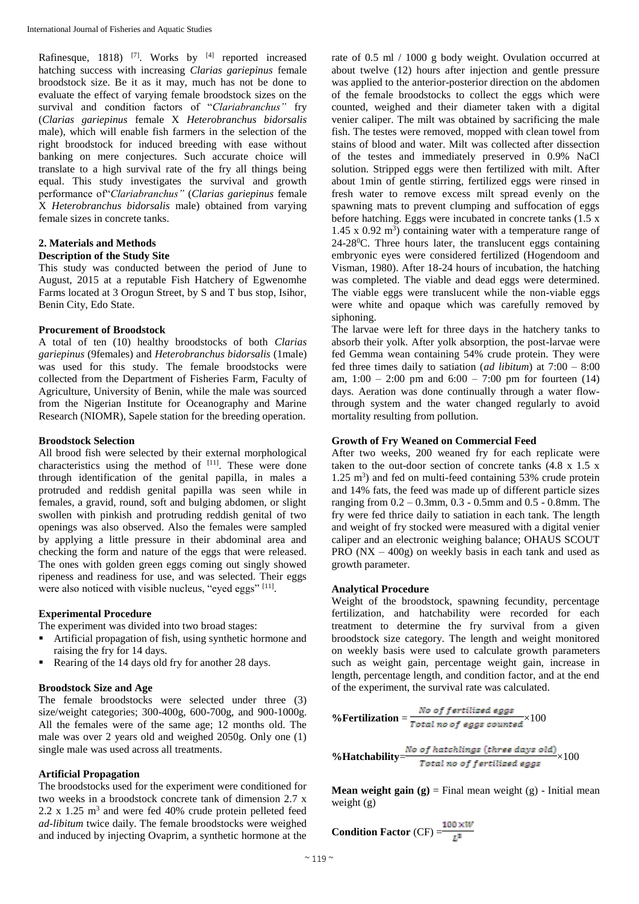Rafinesque, 1818) [7]. Works by [4] reported increased hatching success with increasing *Clarias gariepinus* female broodstock size. Be it as it may, much has not be done to evaluate the effect of varying female broodstock sizes on the survival and condition factors of "*Clariabranchus"* fry (*Clarias gariepinus* female X *Heterobranchus bidorsalis* male), which will enable fish farmers in the selection of the right broodstock for induced breeding with ease without banking on mere conjectures. Such accurate choice will translate to a high survival rate of the fry all things being equal. This study investigates the survival and growth performance of"*Clariabranchus"* (*Clarias gariepinus* female X *Heterobranchus bidorsalis* male) obtained from varying female sizes in concrete tanks.

## 2. Materials and Methods

### Description of the Study Site

This study was conducted between the period of June to August, 2015 at a reputable Fish Hatchery of Egwenomhe Farms located at 3 Orogun Street, by S and T bus stop, Isihor, Benin City, Edo State.

### Procurement of Broodstock

A total of ten (10) healthy broodstocks of both *Clarias gariepinus* (9females) and *Heterobranchus bidorsalis* (1male) was used for this study. The female broodstocks were collected from the Department of Fisheries Farm, Faculty of Agriculture, University of Benin, while the male was sourced from the Nigerian Institute for Oceanography and Marine Research (NIOMR), Sapele station for the breeding operation.

### Broodstock Selection

All brood fish were selected by their external morphological characteristics using the method of [11]. These were done through identification of the genital papilla, in males a protruded and reddish genital papilla was seen while in females, a gravid, round, soft and bulging abdomen, or slight swollen with pinkish and protruding reddish genital of two openings was also observed. Also the females were sampled by applying a little pressure in their abdominal area and checking the form and nature of the eggs that were released. The ones with golden green eggs coming out singly showed ripeness and readiness for use, and was selected. Their eggs were also noticed with visible nucleus, "eyed eggs" [11].

### Experimental Procedure

The experiment was divided into two broad stages:

- Artificial propagation of fish, using synthetic hormone and raising the fry for 14 days.
- Rearing of the 14 days old fry for another 28 days.

### Broodstock Size and Age

The female broodstocks were selected under three (3) size/weight categories; 300-400g, 600-700g, and 900-1000g. All the females were of the same age; 12 months old. The male was over 2 years old and weighed 2050g. Only one (1) single male was used across all treatments.

### Artificial Propagation

The broodstocks used for the experiment were conditioned for two weeks in a broodstock concrete tank of dimension 2.7 x 2.2 x 1.25 m$^3$ and were fed 40% crude protein pelleted feed *ad-libitum* twice daily. The female broodstocks were weighed and induced by injecting Ovaprim, a synthetic hormone at the rate of 0.5 ml / 1000 g body weight. Ovulation occurred at about twelve (12) hours after injection and gentle pressure was applied to the anterior-posterior direction on the abdomen of the female broodstocks to collect the eggs which were counted, weighed and their diameter taken with a digital venier caliper. The milt was obtained by sacrificing the male fish. The testes were removed, mopped with clean towel from stains of blood and water. Milt was collected after dissection of the testes and immediately preserved in 0.9% NaCl solution. Stripped eggs were then fertilized with milt. After about 1min of gentle stirring, fertilized eggs were rinsed in fresh water to remove excess milt spread evenly on the spawning mats to prevent clumping and suffocation of eggs before hatching. Eggs were incubated in concrete tanks (1.5 x 1.45 x 0.92 m$^3$) containing water with a temperature range of 24-28$^0$C. Three hours later, the translucent eggs containing embryonic eyes were considered fertilized (Hogendoom and Visman, 1980). After 18-24 hours of incubation, the hatching was completed. The viable and dead eggs were determined. The viable eggs were translucent while the non-viable eggs were white and opaque which was carefully removed by siphoning.

The larvae were left for three days in the hatchery tanks to absorb their yolk. After yolk absorption, the post-larvae were fed Gemma wean containing 54% crude protein. They were fed three times daily to satiation (*ad libitum*) at 7:00 – 8:00 am, 1:00 – 2:00 pm and 6:00 – 7:00 pm for fourteen (14) days. Aeration was done continually through a water flow-through system and the water changed regularly to avoid mortality resulting from pollution.

### Growth of Fry Weaned on Commercial Feed

After two weeks, 200 weaned fry for each replicate were taken to the out-door section of concrete tanks (4.8 x 1.5 x 1.25 m$^3$) and fed on multi-feed containing 53% crude protein and 14% fats, the feed was made up of different particle sizes ranging from 0.2 – 0.3mm, 0.3 - 0.5mm and 0.5 - 0.8mm. The fry were fed thrice daily to satiation in each tank. The length and weight of fry stocked were measured with a digital venier caliper and an electronic weighing balance; OHAUS SCOUT PRO (NX – 400g) on weekly basis in each tank and used as growth parameter.

### Analytical Procedure

Weight of the broodstock, spawning fecundity, percentage fertilization, and hatchability were recorded for each treatment to determine the fry survival from a given broodstock size category. The length and weight monitored on weekly basis were used to calculate growth parameters such as weight gain, percentage weight gain, increase in length, percentage length, and condition factor, and at the end of the experiment, the survival rate was calculated.

$$\textbf{\%Fertilization} = \frac{\text{No of fertilized eggs}}{\text{Total no of eggs counted}} \times 100$$

$$\textbf{\%Hatchability} = \frac{\text{No of hatchlings (three days old)}}{\text{Total no of fertilized eggs}} \times 100$$

**Mean weight gain (g)** = Final mean weight (g) - Initial mean weight (g)

$$\textbf{Condition Factor (CF)} = \frac{100 \times W}{L^3}$$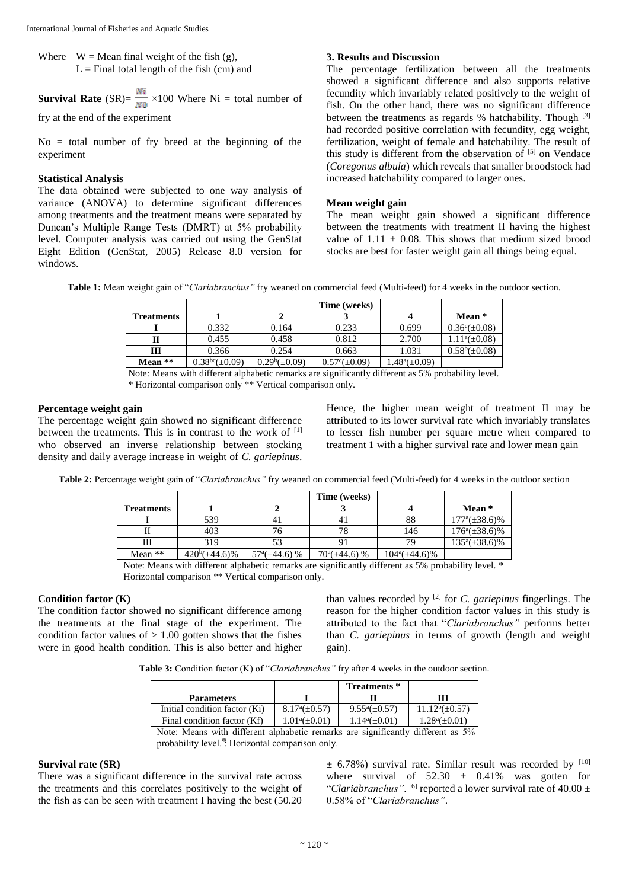Where W = Mean final weight of the fish (g),
L = Final total length of the fish (cm) and

**Survival Rate** (SR)= $\frac{Ni}{No} \times 100$ Where Ni = total number of fry at the end of the experiment

No = total number of fry breed at the beginning of the experiment

**Statistical Analysis**

The data obtained were subjected to one way analysis of variance (ANOVA) to determine significant differences among treatments and the treatment means were separated by Duncan's Multiple Range Tests (DMRT) at 5% probability level. Computer analysis was carried out using the GenStat Eight Edition (GenStat, 2005) Release 8.0 version for windows.

## 3. Results and Discussion

The percentage fertilization between all the treatments showed a significant difference and also supports relative fecundity which invariably related positively to the weight of fish. On the other hand, there was no significant difference between the treatments as regards % hatchability. Though [3] had recorded positive correlation with fecundity, egg weight, fertilization, weight of female and hatchability. The result of this study is different from the observation of [5] on Vendace (*Coregonus albula*) which reveals that smaller broodstock had increased hatchability compared to larger ones.

**Mean weight gain**

The mean weight gain showed a significant difference between the treatments with treatment II having the highest value of 1.11 ± 0.08. This shows that medium sized brood stocks are best for faster weight gain all things being equal.

**Table 1:** Mean weight gain of "*Clariabranchus"* fry weaned on commercial feed (Multi-feed) for 4 weeks in the outdoor section.

| | | | Time (weeks) | | |
|---|---|---|---|---|---|
| **Treatments** | **1** | **2** | **3** | **4** | **Mean \*** |
| **I** | 0.332 | 0.164 | 0.233 | 0.699 | $0.36^{c}$(±0.08) |
| **II** | 0.455 | 0.458 | 0.812 | 2.700 | $1.11^{a}$(±0.08) |
| **III** | 0.366 | 0.254 | 0.663 | 1.031 | $0.58^{b}$(±0.08) |
| **Mean \*\*** | $0.38^{bc}$(±0.09) | $0.29^{b}$(±0.09) | $0.57^{c}$(±0.09) | $1.48^{a}$(±0.09) | |

Note: Means with different alphabetic remarks are significantly different as 5% probability level.
\* Horizontal comparison only \*\* Vertical comparison only.

**Percentage weight gain**

The percentage weight gain showed no significant difference between the treatments. This is in contrast to the work of [1] who observed an inverse relationship between stocking density and daily average increase in weight of *C. gariepinus*. Hence, the higher mean weight of treatment II may be attributed to its lower survival rate which invariably translates to lesser fish number per square metre when compared to treatment 1 with a higher survival rate and lower mean gain

**Table 2:** Percentage weight gain of "*Clariabranchus"* fry weaned on commercial feed (Multi-feed) for 4 weeks in the outdoor section

| | | | Time (weeks) | | |
|---|---|---|---|---|---|
| **Treatments** | **1** | **2** | **3** | **4** | **Mean \*** |
| I | 539 | 41 | 41 | 88 | $177^{a}$(±38.6)% |
| II | 403 | 76 | 78 | 146 | $176^{a}$(±38.6)% |
| III | 319 | 53 | 91 | 79 | $135^{a}$(±38.6)% |
| Mean \*\* | $420^{b}$(±44.6)% | $57^{a}$(±44.6) % | $70^{a}$(±44.6) % | $104^{a}$(±44.6)% | |

Note: Means with different alphabetic remarks are significantly different as 5% probability level. \* Horizontal comparison \*\* Vertical comparison only.

**Condition factor (K)**

The condition factor showed no significant difference among the treatments at the final stage of the experiment. The condition factor values of > 1.00 gotten shows that the fishes were in good health condition. This is also better and higher than values recorded by [2] for *C. gariepinus* fingerlings. The reason for the higher condition factor values in this study is attributed to the fact that "*Clariabranchus"* performs better than *C. gariepinus* in terms of growth (length and weight gain).

**Table 3:** Condition factor (K) of "*Clariabranchus"* fry after 4 weeks in the outdoor section.

| | | Treatments \* | |
|---|---|---|---|
| **Parameters** | **I** | **II** | **III** |
| Initial condition factor (Ki) | $8.17^{a}$(±0.57) | $9.55^{a}$(±0.57) | $11.12^{b}$(±0.57) |
| Final condition factor (Kf) | $1.01^{a}$(±0.01) | $1.14^{a}$(±0.01) | $1.28^{a}$(±0.01) |

Note: Means with different alphabetic remarks are significantly different as 5% probability level.\*: Horizontal comparison only.

**Survival rate (SR)**

There was a significant difference in the survival rate across the treatments and this correlates positively to the weight of the fish as can be seen with treatment I having the best (50.20 ± 6.78%) survival rate. Similar result was recorded by [10] where survival of 52.30 ± 0.41% was gotten for "*Clariabranchus"*. [6] reported a lower survival rate of 40.00 ± 0.58% of "*Clariabranchus"*.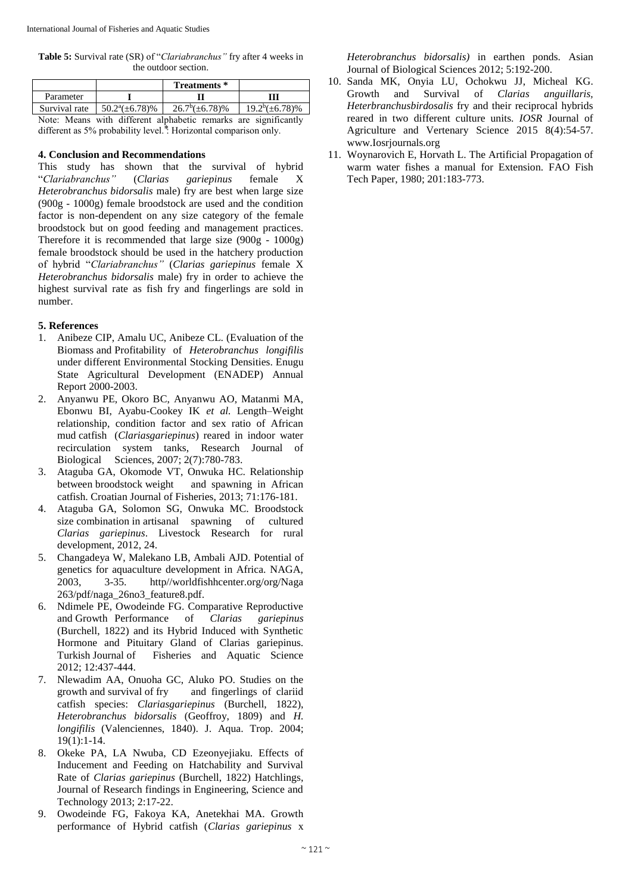**Table 5:** Survival rate (SR) of "*Clariabranchus"* fry after 4 weeks in the outdoor section.

| | | Treatments * | |
|---|---|---|---|
| Parameter | **I** | **II** | **III** |
| Survival rate | $50.2^a(\pm6.78)$% | $26.7^b(\pm6.78)$% | $19.2^b(\pm6.78)$% |

Note: Means with different alphabetic remarks are significantly different as 5% probability level. *: Horizontal comparison only.

## 4. Conclusion and Recommendations

This study has shown that the survival of hybrid "*Clariabranchus"* (*Clarias gariepinus* female X *Heterobranchus bidorsalis* male) fry are best when large size (900g - 1000g) female broodstock are used and the condition factor is non-dependent on any size category of the female broodstock but on good feeding and management practices. Therefore it is recommended that large size (900g - 1000g) female broodstock should be used in the hatchery production of hybrid "*Clariabranchus"* (*Clarias gariepinus* female X *Heterobranchus bidorsalis* male) fry in order to achieve the highest survival rate as fish fry and fingerlings are sold in number.

## 5. References

1. Anibeze CIP, Amalu UC, Anibeze CL. (Evaluation of the Biomass and Profitability of *Heterobranchus longifilis* under different Environmental Stocking Densities. Enugu State Agricultural Development (ENADEP) Annual Report 2000-2003.
2. Anyanwu PE, Okoro BC, Anyanwu AO, Matanmi MA, Ebonwu BI, Ayabu-Cookey IK *et al.* Length–Weight relationship, condition factor and sex ratio of African mud catfish (*Clariasgariepinus*) reared in indoor water recirculation system tanks, Research Journal of Biological Sciences, 2007; 2(7):780-783.
3. Ataguba GA, Okomode VT, Onwuka HC. Relationship between broodstock weight and spawning in African catfish. Croatian Journal of Fisheries, 2013; 71:176-181.
4. Ataguba GA, Solomon SG, Onwuka MC. Broodstock size combination in artisanal spawning of cultured *Clarias gariepinus*. Livestock Research for rural development, 2012, 24.
5. Changadeya W, Malekano LB, Ambali AJD. Potential of genetics for aquaculture development in Africa. NAGA, 2003, 3-35. http//worldfishhcenter.org/org/Naga 263/pdf/naga_26no3_feature8.pdf.
6. Ndimele PE, Owodeinde FG. Comparative Reproductive and Growth Performance of *Clarias gariepinus* (Burchell, 1822) and its Hybrid Induced with Synthetic Hormone and Pituitary Gland of Clarias gariepinus. Turkish Journal of Fisheries and Aquatic Science 2012; 12:437-444.
7. Nlewadim AA, Onuoha GC, Aluko PO. Studies on the growth and survival of fry and fingerlings of clariid catfish species: *Clariasgariepinus* (Burchell, 1822), *Heterobranchus bidorsalis* (Geoffroy, 1809) and *H. longifilis* (Valenciennes, 1840). J. Aqua. Trop. 2004; 19(1):1-14.
8. Okeke PA, LA Nwuba, CD Ezeonyejiaku. Effects of Inducement and Feeding on Hatchability and Survival Rate of *Clarias gariepinus* (Burchell, 1822) Hatchlings, Journal of Research findings in Engineering, Science and Technology 2013; 2:17-22.
9. Owodeinde FG, Fakoya KA, Anetekhai MA. Growth performance of Hybrid catfish (*Clarias gariepinus* x *Heterobranchus bidorsalis)* in earthen ponds. Asian Journal of Biological Sciences 2012; 5:192-200.
10. Sanda MK, Onyia LU, Ochokwu JJ, Micheal KG. Growth and Survival of *Clarias anguillaris, Heterbranchusbirdosalis* fry and their reciprocal hybrids reared in two different culture units. *IOSR* Journal of Agriculture and Vertenary Science 2015 8(4):54-57. www.Iosrjournals.org
11. Woynarovich E, Horvath L. The Artificial Propagation of warm water fishes a manual for Extension. FAO Fish Tech Paper, 1980; 201:183-773.